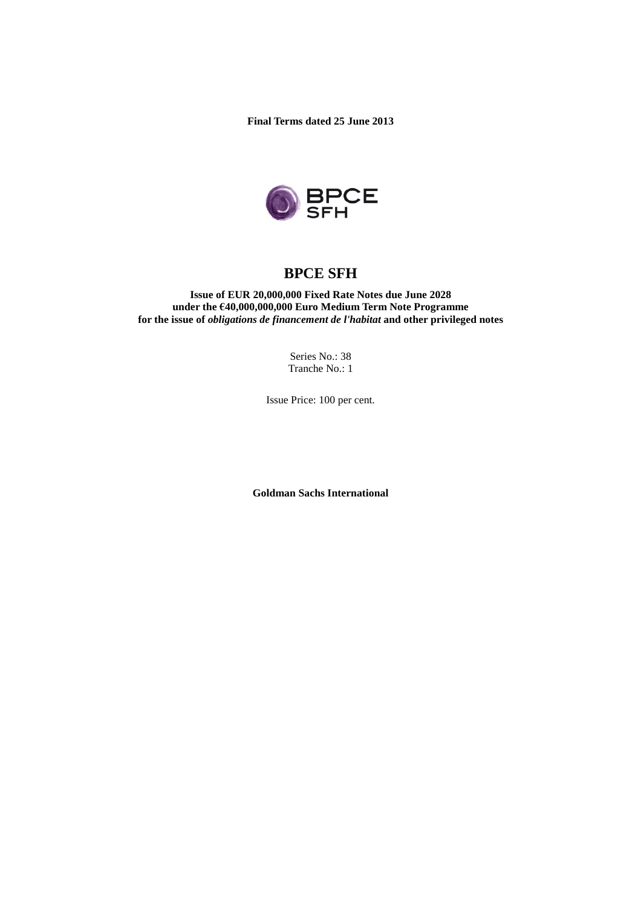**Final Terms dated 25 June 2013**

# BPCE SFH

**Issue of EUR 20,000,000 Fixed Rate Notes due June 2028**
**under the €40,000,000,000 Euro Medium Term Note Programme**
**for the issue of *obligations de financement de l'habitat* and other privileged notes**

Series No.: 38
Tranche No.: 1

Issue Price: 100 per cent.

**Goldman Sachs International**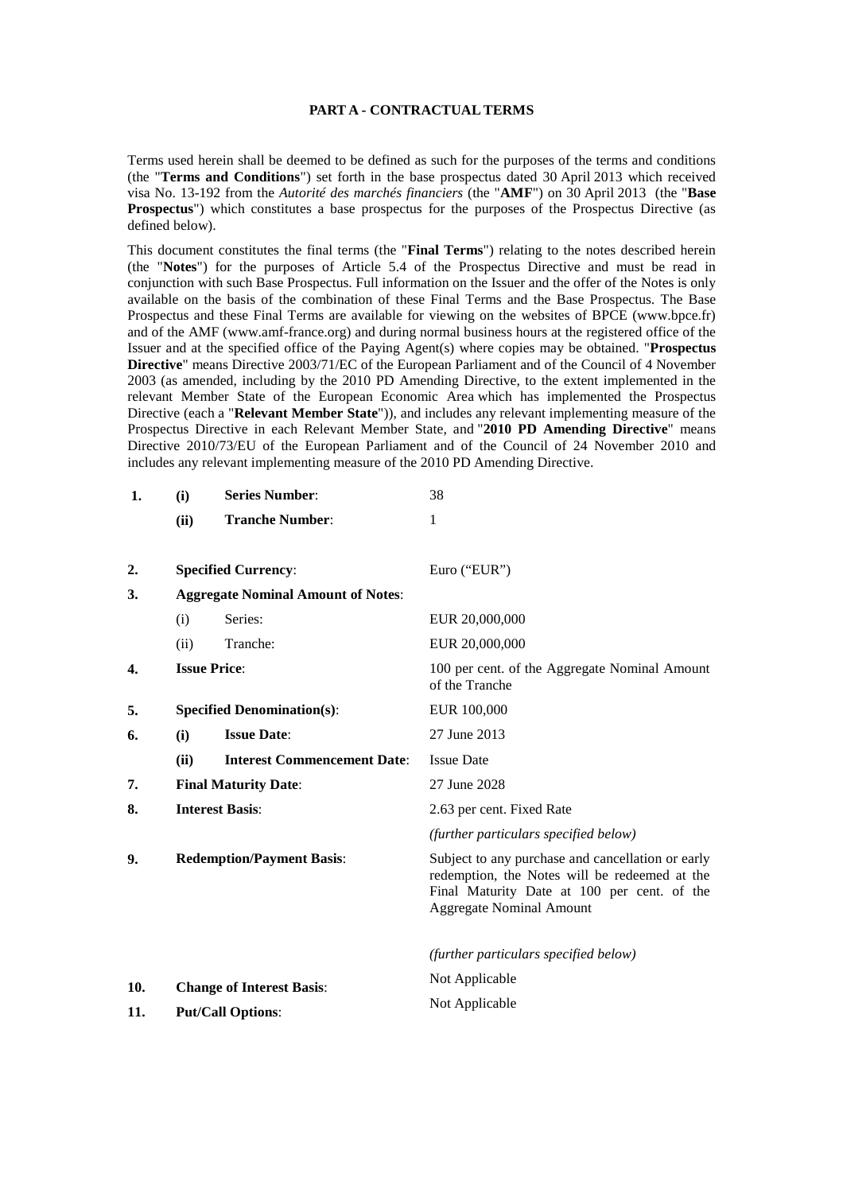## PART A - CONTRACTUAL TERMS

Terms used herein shall be deemed to be defined as such for the purposes of the terms and conditions (the "**Terms and Conditions**") set forth in the base prospectus dated 30 April 2013 which received visa No. 13-192 from the *Autorité des marchés financiers* (the "**AMF**") on 30 April 2013 (the "**Base Prospectus**") which constitutes a base prospectus for the purposes of the Prospectus Directive (as defined below).

This document constitutes the final terms (the "**Final Terms**") relating to the notes described herein (the "**Notes**") for the purposes of Article 5.4 of the Prospectus Directive and must be read in conjunction with such Base Prospectus. Full information on the Issuer and the offer of the Notes is only available on the basis of the combination of these Final Terms and the Base Prospectus. The Base Prospectus and these Final Terms are available for viewing on the websites of BPCE (www.bpce.fr) and of the AMF (www.amf-france.org) and during normal business hours at the registered office of the Issuer and at the specified office of the Paying Agent(s) where copies may be obtained. "**Prospectus Directive**" means Directive 2003/71/EC of the European Parliament and of the Council of 4 November 2003 (as amended, including by the 2010 PD Amending Directive, to the extent implemented in the relevant Member State of the European Economic Area which has implemented the Prospectus Directive (each a "**Relevant Member State**")), and includes any relevant implementing measure of the Prospectus Directive in each Relevant Member State, and "**2010 PD Amending Directive**" means Directive 2010/73/EU of the European Parliament and of the Council of 24 November 2010 and includes any relevant implementing measure of the 2010 PD Amending Directive.

| | | | |
|---|---|---|---|
| **1.** | **(i)** | **Series Number**: | 38 |
| | **(ii)** | **Tranche Number**: | 1 |
| **2.** | **Specified Currency**: | | Euro ("EUR") |
| **3.** | **Aggregate Nominal Amount of Notes**: | | |
| | (i) | Series: | EUR 20,000,000 |
| | (ii) | Tranche: | EUR 20,000,000 |
| **4.** | **Issue Price**: | | 100 per cent. of the Aggregate Nominal Amount of the Tranche |
| **5.** | **Specified Denomination(s)**: | | EUR 100,000 |
| **6.** | **(i)** | **Issue Date**: | 27 June 2013 |
| | **(ii)** | **Interest Commencement Date**: | Issue Date |
| **7.** | **Final Maturity Date**: | | 27 June 2028 |
| **8.** | **Interest Basis**: | | 2.63 per cent. Fixed Rate<br>*(further particulars specified below)* |
| **9.** | **Redemption/Payment Basis**: | | Subject to any purchase and cancellation or early redemption, the Notes will be redeemed at the Final Maturity Date at 100 per cent. of the Aggregate Nominal Amount<br>*(further particulars specified below)* |
| **10.** | **Change of Interest Basis**: | | Not Applicable |
| **11.** | **Put/Call Options**: | | Not Applicable |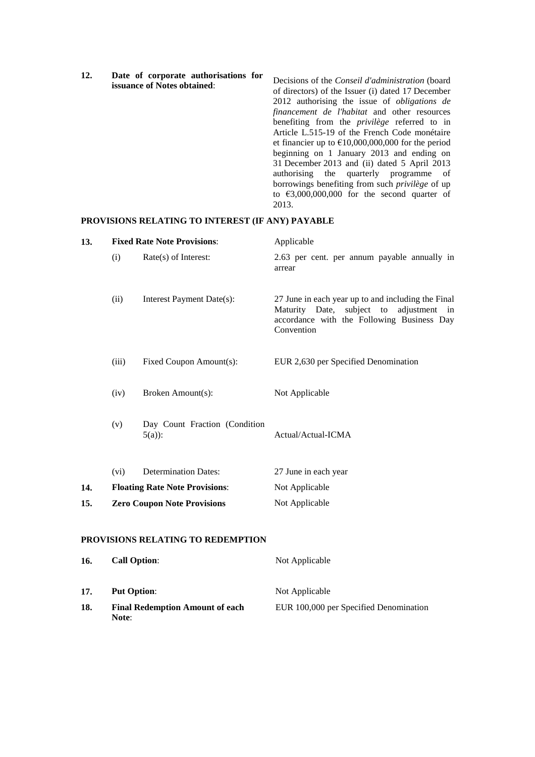| | | |
|---|---|---|
| **12.** | **Date of corporate authorisations for issuance of Notes obtained**: | Decisions of the *Conseil d'administration* (board of directors) of the Issuer (i) dated 17 December 2012 authorising the issue of *obligations de financement de l'habitat* and other resources benefiting from the *privilège* referred to in Article L.515-19 of the French Code monétaire et financier up to €10,000,000,000 for the period beginning on 1 January 2013 and ending on 31 December 2013 and (ii) dated 5 April 2013 authorising the quarterly programme of borrowings benefiting from such *privilège* of up to €3,000,000,000 for the second quarter of 2013. |

**PROVISIONS RELATING TO INTEREST (IF ANY) PAYABLE**

| | | | |
|---|---|---|---|
| **13.** | **Fixed Rate Note Provisions**: | | Applicable |
| | (i) | Rate(s) of Interest: | 2.63 per cent. per annum payable annually in arrear |
| | (ii) | Interest Payment Date(s): | 27 June in each year up to and including the Final Maturity Date, subject to adjustment in accordance with the Following Business Day Convention |
| | (iii) | Fixed Coupon Amount(s): | EUR 2,630 per Specified Denomination |
| | (iv) | Broken Amount(s): | Not Applicable |
| | (v) | Day Count Fraction (Condition 5(a)): | Actual/Actual-ICMA |
| | (vi) | Determination Dates: | 27 June in each year |
| **14.** | **Floating Rate Note Provisions**: | | Not Applicable |
| **15.** | **Zero Coupon Note Provisions** | | Not Applicable |

**PROVISIONS RELATING TO REDEMPTION**

| | | |
|---|---|---|
| **16.** | **Call Option**: | Not Applicable |
| **17.** | **Put Option**: | Not Applicable |
| **18.** | **Final Redemption Amount of each Note**: | EUR 100,000 per Specified Denomination |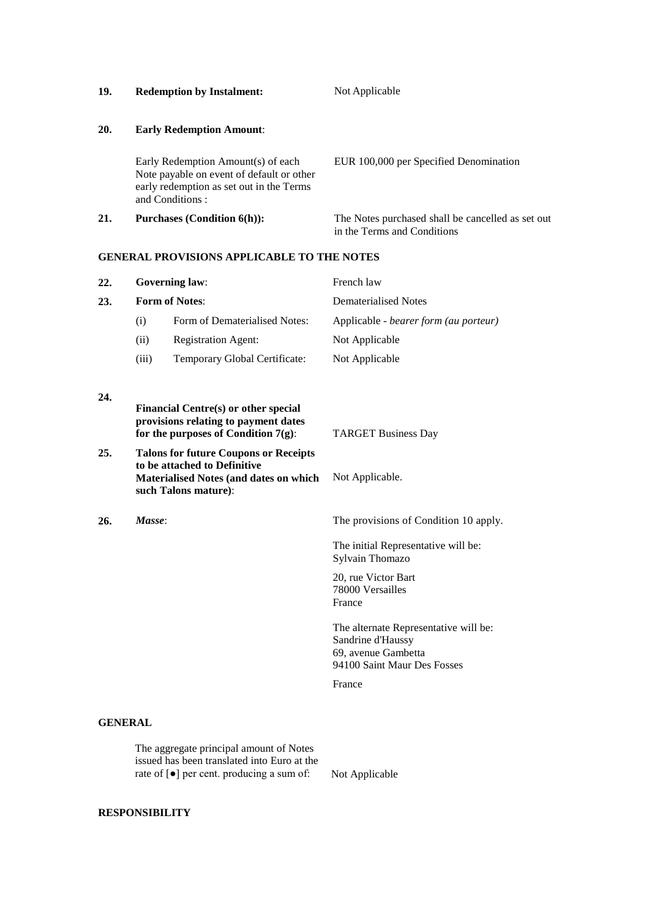| | | |
|---|---|---|
| **19.** | **Redemption by Instalment:** | Not Applicable |
| **20.** | **Early Redemption Amount**: | |
| | Early Redemption Amount(s) of each Note payable on event of default or other early redemption as set out in the Terms and Conditions : | EUR 100,000 per Specified Denomination |
| **21.** | **Purchases (Condition 6(h)):** | The Notes purchased shall be cancelled as set out in the Terms and Conditions |

**GENERAL PROVISIONS APPLICABLE TO THE NOTES**

| | | |
|---|---|---|
| **22.** | **Governing law**: | French law |
| **23.** | **Form of Notes**: | Dematerialised Notes |
| | (i) Form of Dematerialised Notes: | Applicable - *bearer form (au porteur)* |
| | (ii) Registration Agent: | Not Applicable |
| | (iii) Temporary Global Certificate: | Not Applicable |
| **24.** | **Financial Centre(s) or other special provisions relating to payment dates for the purposes of Condition 7(g)**: | TARGET Business Day |
| **25.** | **Talons for future Coupons or Receipts to be attached to Definitive Materialised Notes (and dates on which such Talons mature)**: | Not Applicable. |
| **26.** | ***Masse***: | The provisions of Condition 10 apply.<br><br>The initial Representative will be:<br>Sylvain Thomazo<br><br>20, rue Victor Bart<br>78000 Versailles<br>France<br><br>The alternate Representative will be:<br>Sandrine d'Haussy<br>69, avenue Gambetta<br>94100 Saint Maur Des Fosses<br><br>France |

**GENERAL**

| | |
|---|---|
| The aggregate principal amount of Notes issued has been translated into Euro at the rate of [●] per cent. producing a sum of: | Not Applicable |

**RESPONSIBILITY**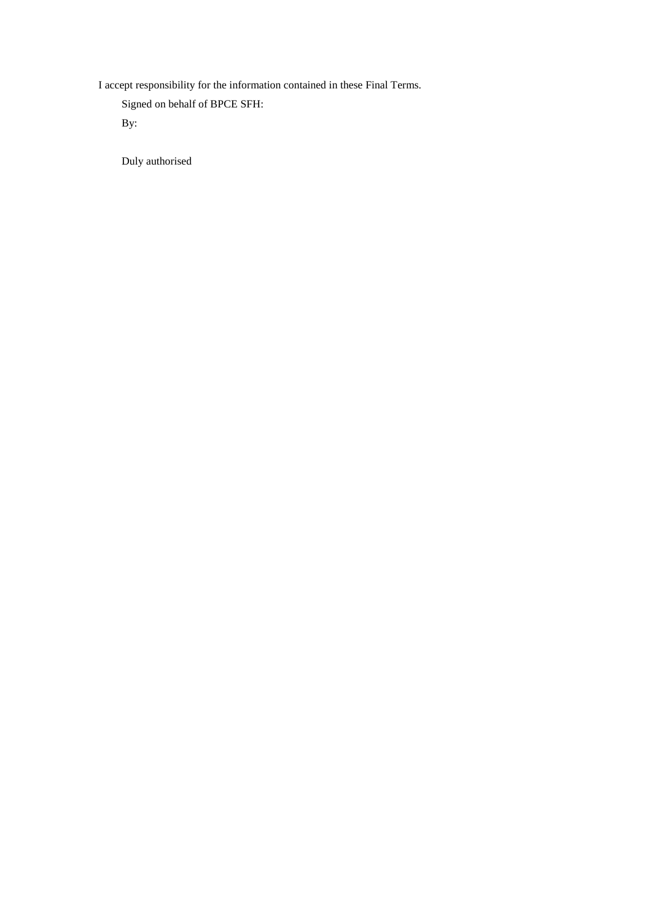I accept responsibility for the information contained in these Final Terms.

Signed on behalf of BPCE SFH:

By:

Duly authorised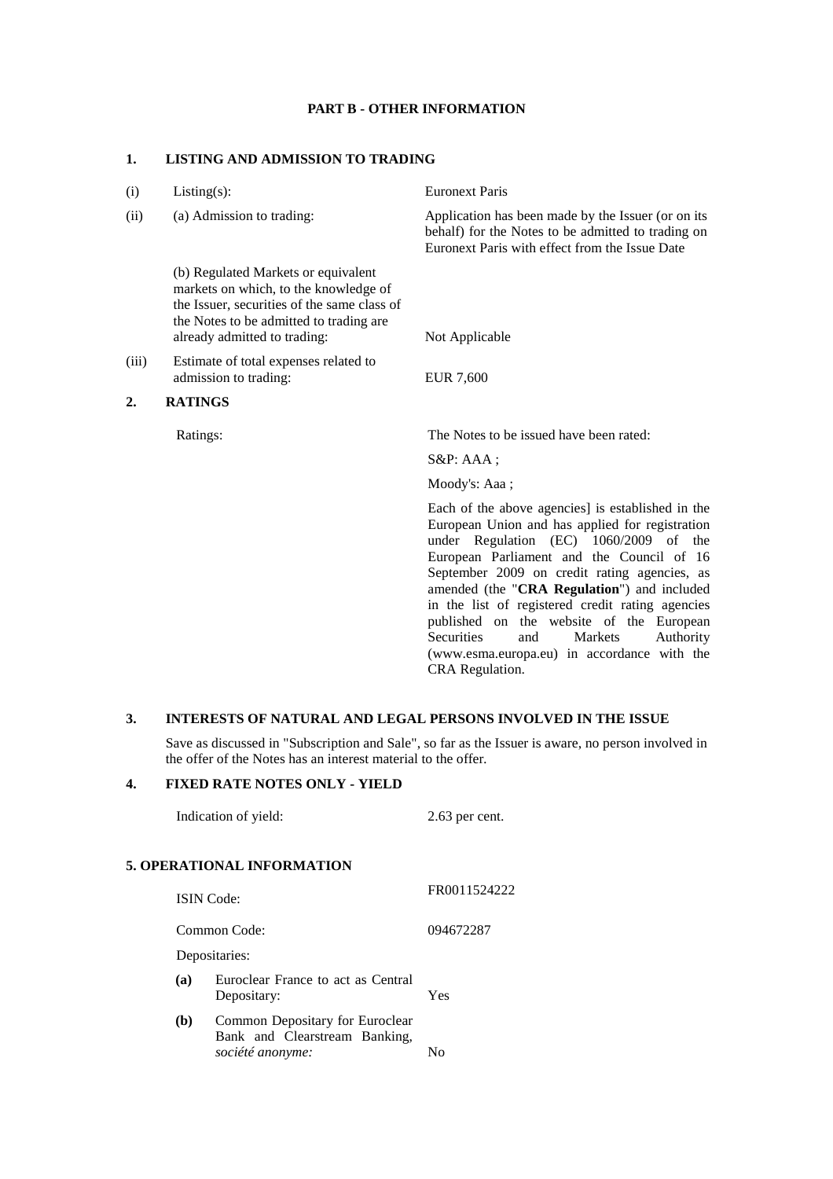## PART B - OTHER INFORMATION

### 1. LISTING AND ADMISSION TO TRADING

| | | |
|---|---|---|
| (i) | Listing(s): | Euronext Paris |
| (ii) | (a) Admission to trading: | Application has been made by the Issuer (or on its behalf) for the Notes to be admitted to trading on Euronext Paris with effect from the Issue Date |
| | (b) Regulated Markets or equivalent markets on which, to the knowledge of the Issuer, securities of the same class of the Notes to be admitted to trading are already admitted to trading: | Not Applicable |
| (iii) | Estimate of total expenses related to admission to trading: | EUR 7,600 |

### 2. RATINGS

Ratings: The Notes to be issued have been rated:

S&P: AAA ;

Moody's: Aaa ;

Each of the above agencies] is established in the European Union and has applied for registration under Regulation (EC) 1060/2009 of the European Parliament and the Council of 16 September 2009 on credit rating agencies, as amended (the "**CRA Regulation**") and included in the list of registered credit rating agencies published on the website of the European Securities and Markets Authority (www.esma.europa.eu) in accordance with the CRA Regulation.

### 3. INTERESTS OF NATURAL AND LEGAL PERSONS INVOLVED IN THE ISSUE

Save as discussed in "Subscription and Sale", so far as the Issuer is aware, no person involved in the offer of the Notes has an interest material to the offer.

### 4. FIXED RATE NOTES ONLY - YIELD

Indication of yield: 2.63 per cent.

### 5. OPERATIONAL INFORMATION

| | | |
|---|---|---|
| ISIN Code: | | FR0011524222 |
| Common Code: | | 094672287 |
| Depositaries: | | |
| **(a)** | Euroclear France to act as Central Depositary: | Yes |
| **(b)** | Common Depositary for Euroclear Bank and Clearstream Banking, *société anonyme:* | No |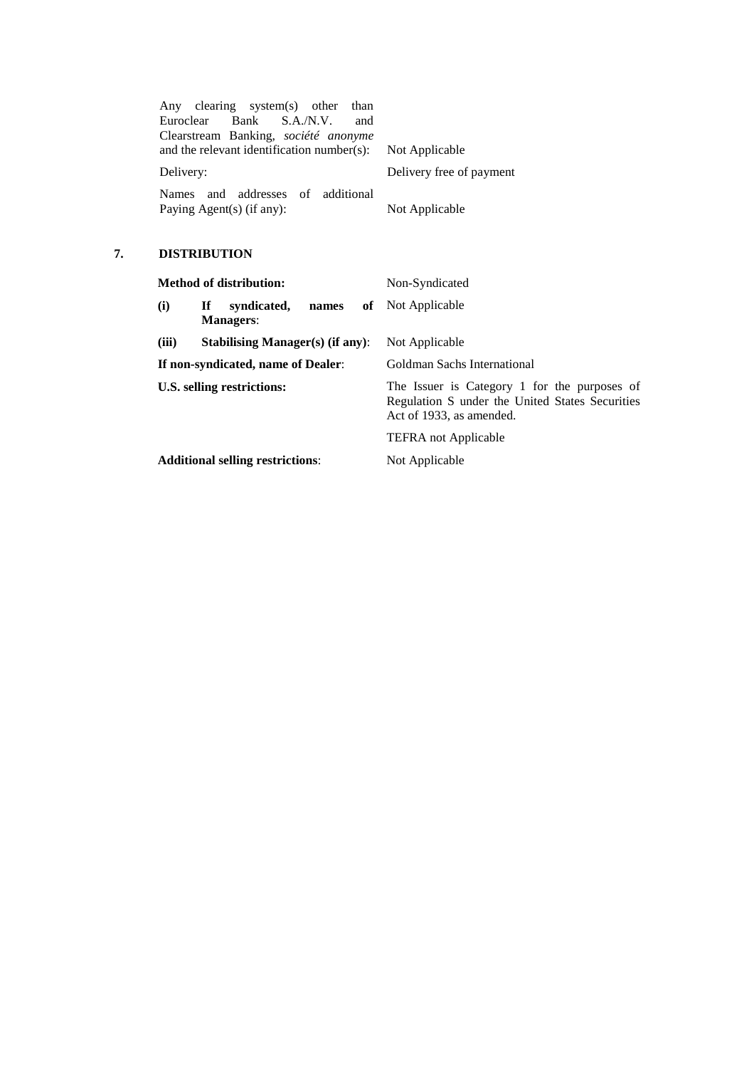| | |
|---|---|
| Any clearing system(s) other than Euroclear Bank S.A./N.V. and Clearstream Banking, *société anonyme* and the relevant identification number(s): | Not Applicable |
| Delivery: | Delivery free of payment |
| Names and addresses of additional Paying Agent(s) (if any): | Not Applicable |

## 7. DISTRIBUTION

| | |
|---|---|
| **Method of distribution:** | Non-Syndicated |
| **(i) If syndicated, names of Managers**: | Not Applicable |
| **(iii) Stabilising Manager(s) (if any)**: | Not Applicable |
| **If non-syndicated, name of Dealer**: | Goldman Sachs International |
| **U.S. selling restrictions:** | The Issuer is Category 1 for the purposes of Regulation S under the United States Securities Act of 1933, as amended. |
| | TEFRA not Applicable |
| **Additional selling restrictions**: | Not Applicable |